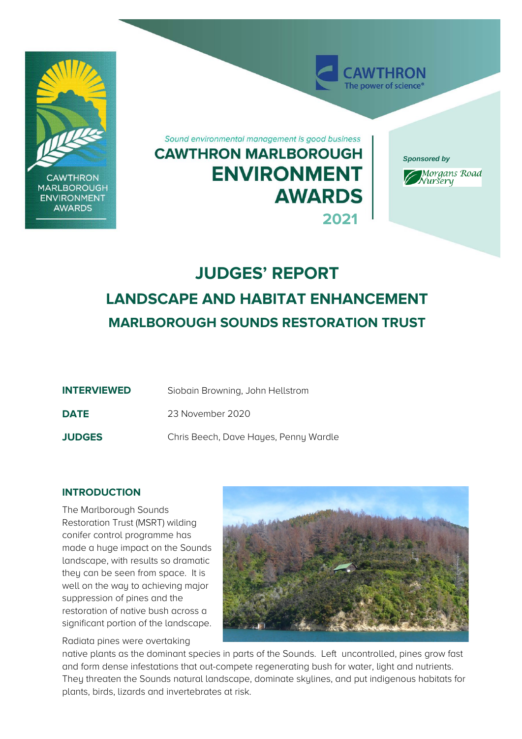*Sound environmental management is good business*

# CAWTHRON MARLBOROUGH ENVIRONMENT AWARDS 2021

*Sponsored by* Morgans Road Nursery

# JUDGES' REPORT

## LANDSCAPE AND HABITAT ENHANCEMENT

### MARLBOROUGH SOUNDS RESTORATION TRUST

| | |
|---|---|
| **INTERVIEWED** | Siobain Browning, John Hellstrom |
| **DATE** | 23 November 2020 |
| **JUDGES** | Chris Beech, Dave Hayes, Penny Wardle |

#### INTRODUCTION

The Marlborough Sounds Restoration Trust (MSRT) wilding conifer control programme has made a huge impact on the Sounds landscape, with results so dramatic they can be seen from space. It is well on the way to achieving major suppression of pines and the restoration of native bush across a significant portion of the landscape.

Radiata pines were overtaking native plants as the dominant species in parts of the Sounds. Left uncontrolled, pines grow fast and form dense infestations that out-compete regenerating bush for water, light and nutrients. They threaten the Sounds natural landscape, dominate skylines, and put indigenous habitats for plants, birds, lizards and invertebrates at risk.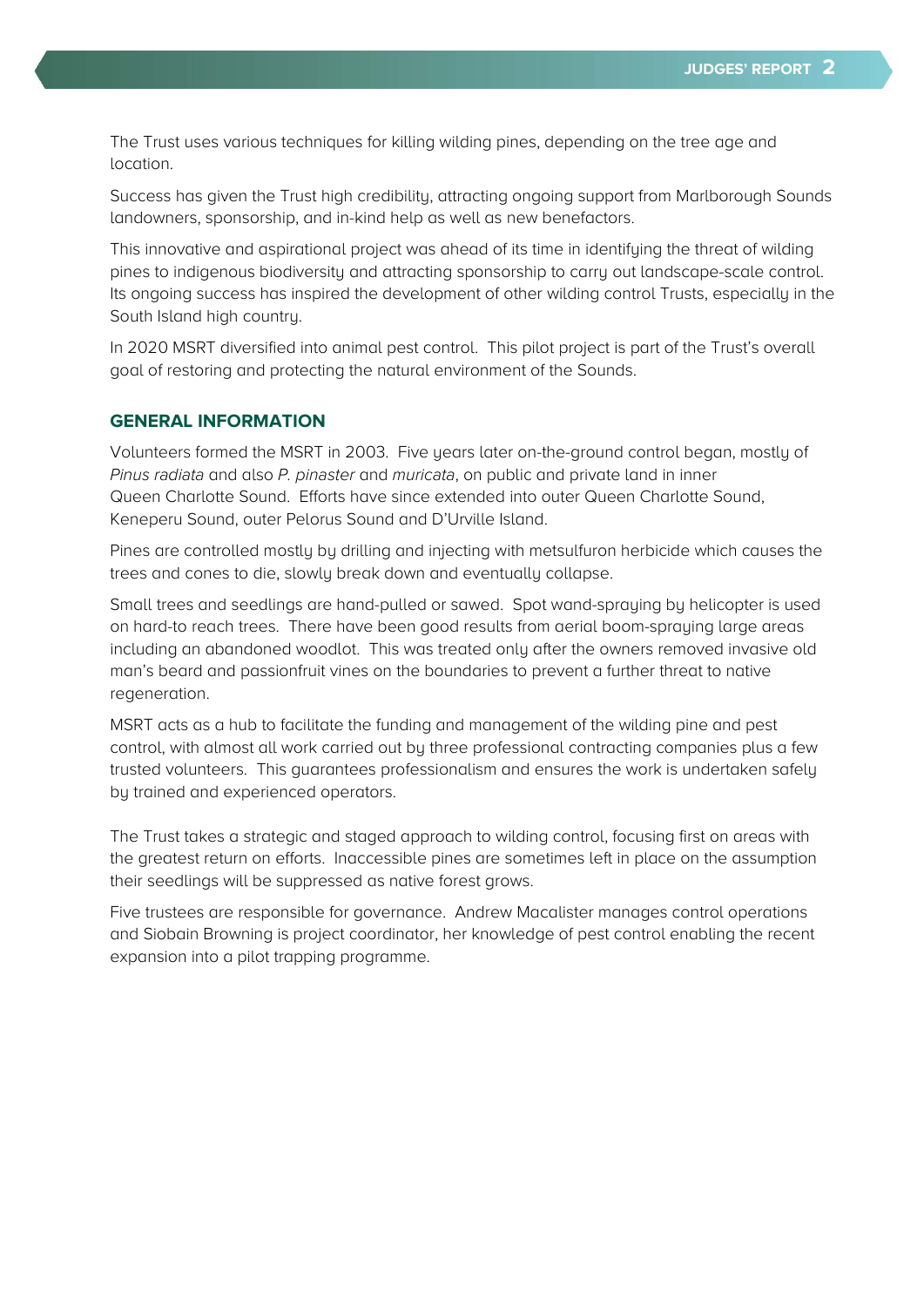The Trust uses various techniques for killing wilding pines, depending on the tree age and location.

Success has given the Trust high credibility, attracting ongoing support from Marlborough Sounds landowners, sponsorship, and in-kind help as well as new benefactors.

This innovative and aspirational project was ahead of its time in identifying the threat of wilding pines to indigenous biodiversity and attracting sponsorship to carry out landscape-scale control. Its ongoing success has inspired the development of other wilding control Trusts, especially in the South Island high country.

In 2020 MSRT diversified into animal pest control. This pilot project is part of the Trust's overall goal of restoring and protecting the natural environment of the Sounds.

## GENERAL INFORMATION

Volunteers formed the MSRT in 2003. Five years later on-the-ground control began, mostly of *Pinus radiata* and also *P. pinaster* and *muricata*, on public and private land in inner Queen Charlotte Sound. Efforts have since extended into outer Queen Charlotte Sound, Keneperu Sound, outer Pelorus Sound and D'Urville Island.

Pines are controlled mostly by drilling and injecting with metsulfuron herbicide which causes the trees and cones to die, slowly break down and eventually collapse.

Small trees and seedlings are hand-pulled or sawed. Spot wand-spraying by helicopter is used on hard-to reach trees. There have been good results from aerial boom-spraying large areas including an abandoned woodlot. This was treated only after the owners removed invasive old man's beard and passionfruit vines on the boundaries to prevent a further threat to native regeneration.

MSRT acts as a hub to facilitate the funding and management of the wilding pine and pest control, with almost all work carried out by three professional contracting companies plus a few trusted volunteers. This guarantees professionalism and ensures the work is undertaken safely by trained and experienced operators.

The Trust takes a strategic and staged approach to wilding control, focusing first on areas with the greatest return on efforts. Inaccessible pines are sometimes left in place on the assumption their seedlings will be suppressed as native forest grows.

Five trustees are responsible for governance. Andrew Macalister manages control operations and Siobain Browning is project coordinator, her knowledge of pest control enabling the recent expansion into a pilot trapping programme.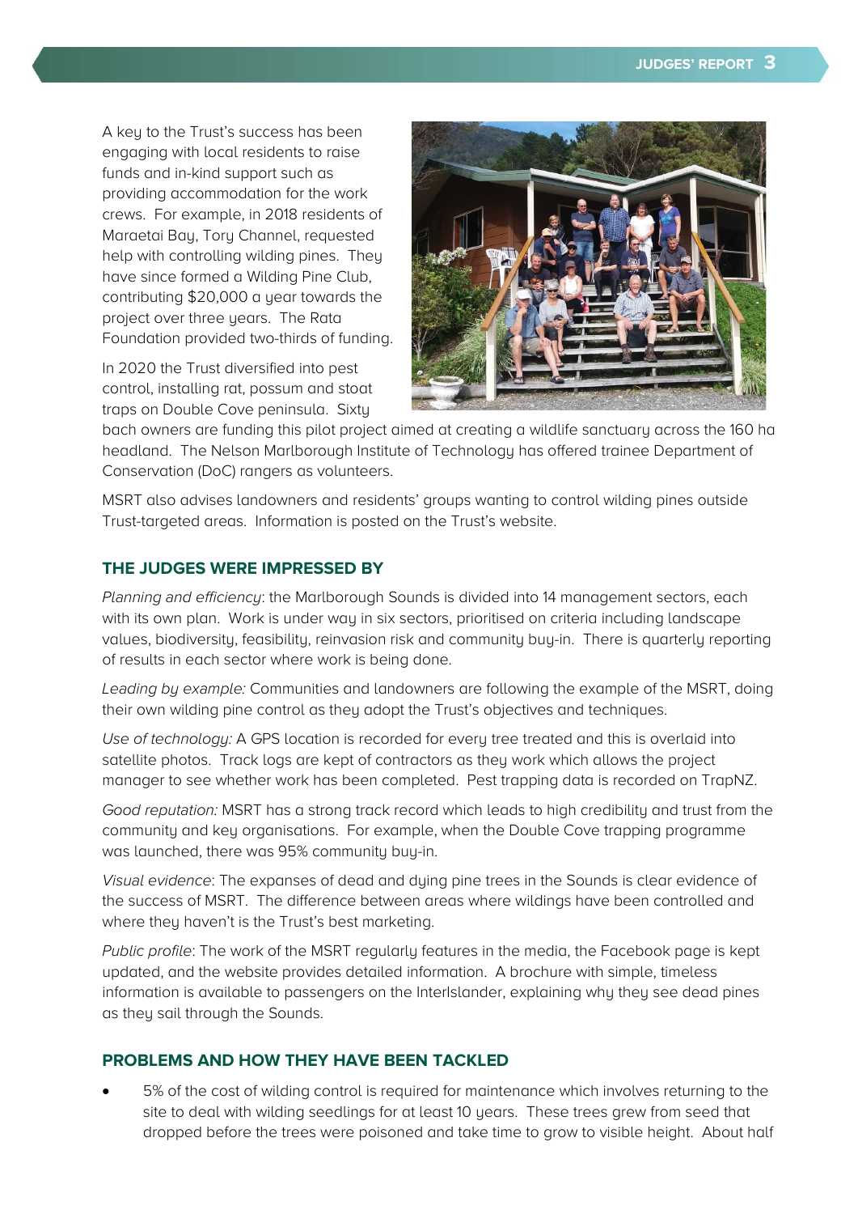A key to the Trust's success has been engaging with local residents to raise funds and in-kind support such as providing accommodation for the work crews. For example, in 2018 residents of Maraetai Bay, Tory Channel, requested help with controlling wilding pines. They have since formed a Wilding Pine Club, contributing $20,000 a year towards the project over three years. The Rata Foundation provided two-thirds of funding.

In 2020 the Trust diversified into pest control, installing rat, possum and stoat traps on Double Cove peninsula. Sixty bach owners are funding this pilot project aimed at creating a wildlife sanctuary across the 160 ha headland. The Nelson Marlborough Institute of Technology has offered trainee Department of Conservation (DoC) rangers as volunteers.

MSRT also advises landowners and residents' groups wanting to control wilding pines outside Trust-targeted areas. Information is posted on the Trust's website.

## THE JUDGES WERE IMPRESSED BY

*Planning and efficiency*: the Marlborough Sounds is divided into 14 management sectors, each with its own plan. Work is under way in six sectors, prioritised on criteria including landscape values, biodiversity, feasibility, reinvasion risk and community buy-in. There is quarterly reporting of results in each sector where work is being done.

*Leading by example:* Communities and landowners are following the example of the MSRT, doing their own wilding pine control as they adopt the Trust's objectives and techniques.

*Use of technology:* A GPS location is recorded for every tree treated and this is overlaid into satellite photos. Track logs are kept of contractors as they work which allows the project manager to see whether work has been completed. Pest trapping data is recorded on TrapNZ.

*Good reputation:* MSRT has a strong track record which leads to high credibility and trust from the community and key organisations. For example, when the Double Cove trapping programme was launched, there was 95% community buy-in.

*Visual evidence*: The expanses of dead and dying pine trees in the Sounds is clear evidence of the success of MSRT. The difference between areas where wildings have been controlled and where they haven't is the Trust's best marketing.

*Public profile*: The work of the MSRT regularly features in the media, the Facebook page is kept updated, and the website provides detailed information. A brochure with simple, timeless information is available to passengers on the Interislander, explaining why they see dead pines as they sail through the Sounds.

## PROBLEMS AND HOW THEY HAVE BEEN TACKLED

- 5% of the cost of wilding control is required for maintenance which involves returning to the site to deal with wilding seedlings for at least 10 years. These trees grew from seed that dropped before the trees were poisoned and take time to grow to visible height. About half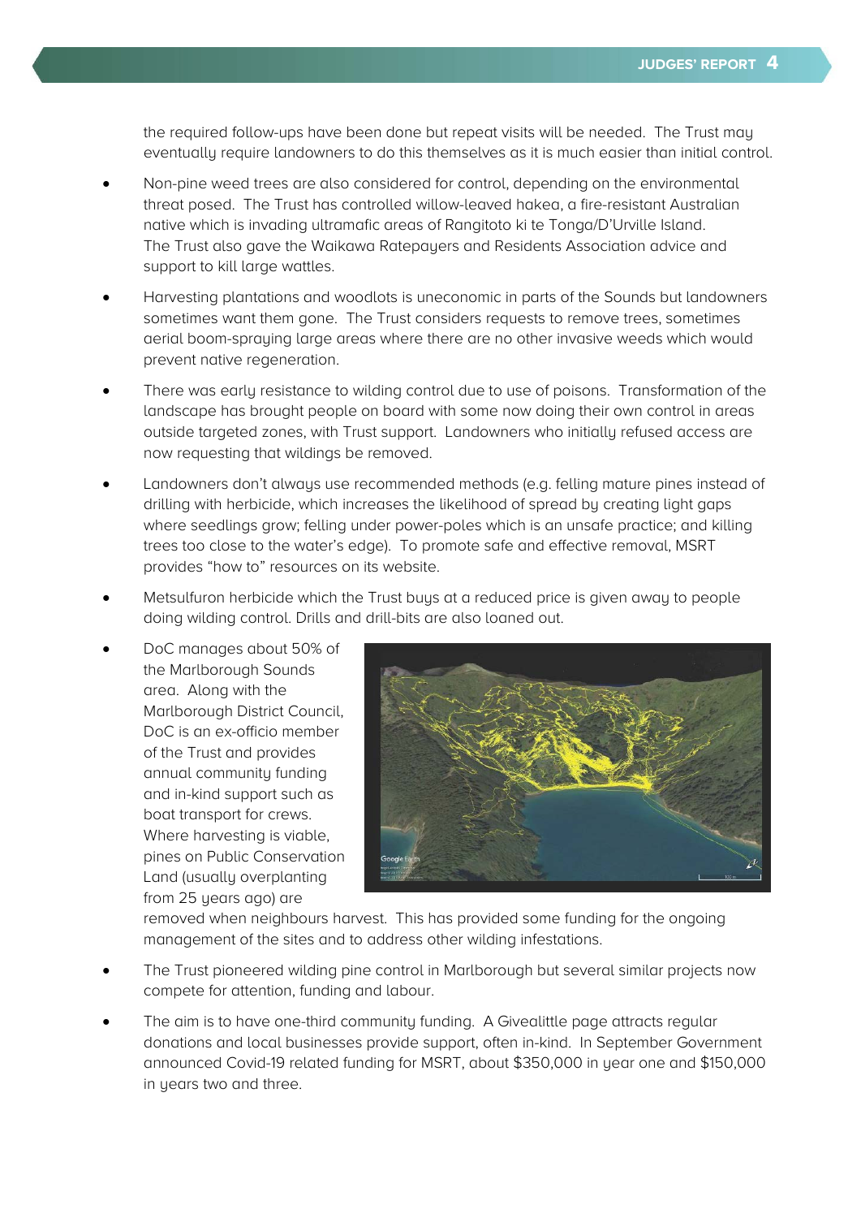the required follow-ups have been done but repeat visits will be needed. The Trust may eventually require landowners to do this themselves as it is much easier than initial control.

- Non-pine weed trees are also considered for control, depending on the environmental threat posed. The Trust has controlled willow-leaved hakea, a fire-resistant Australian native which is invading ultramafic areas of Rangitoto ki te Tonga/D'Urville Island. The Trust also gave the Waikawa Ratepayers and Residents Association advice and support to kill large wattles.
- Harvesting plantations and woodlots is uneconomic in parts of the Sounds but landowners sometimes want them gone. The Trust considers requests to remove trees, sometimes aerial boom-spraying large areas where there are no other invasive weeds which would prevent native regeneration.
- There was early resistance to wilding control due to use of poisons. Transformation of the landscape has brought people on board with some now doing their own control in areas outside targeted zones, with Trust support. Landowners who initially refused access are now requesting that wildings be removed.
- Landowners don't always use recommended methods (e.g. felling mature pines instead of drilling with herbicide, which increases the likelihood of spread by creating light gaps where seedlings grow; felling under power-poles which is an unsafe practice; and killing trees too close to the water's edge). To promote safe and effective removal, MSRT provides "how to" resources on its website.
- Metsulfuron herbicide which the Trust buys at a reduced price is given away to people doing wilding control. Drills and drill-bits are also loaned out.
- DoC manages about 50% of the Marlborough Sounds area. Along with the Marlborough District Council, DoC is an ex-officio member of the Trust and provides annual community funding and in-kind support such as boat transport for crews. Where harvesting is viable, pines on Public Conservation Land (usually overplanting from 25 years ago) are removed when neighbours harvest. This has provided some funding for the ongoing management of the sites and to address other wilding infestations.
- The Trust pioneered wilding pine control in Marlborough but several similar projects now compete for attention, funding and labour.
- The aim is to have one-third community funding. A Givealittle page attracts regular donations and local businesses provide support, often in-kind. In September Government announced Covid-19 related funding for MSRT, about $350,000 in year one and $150,000 in years two and three.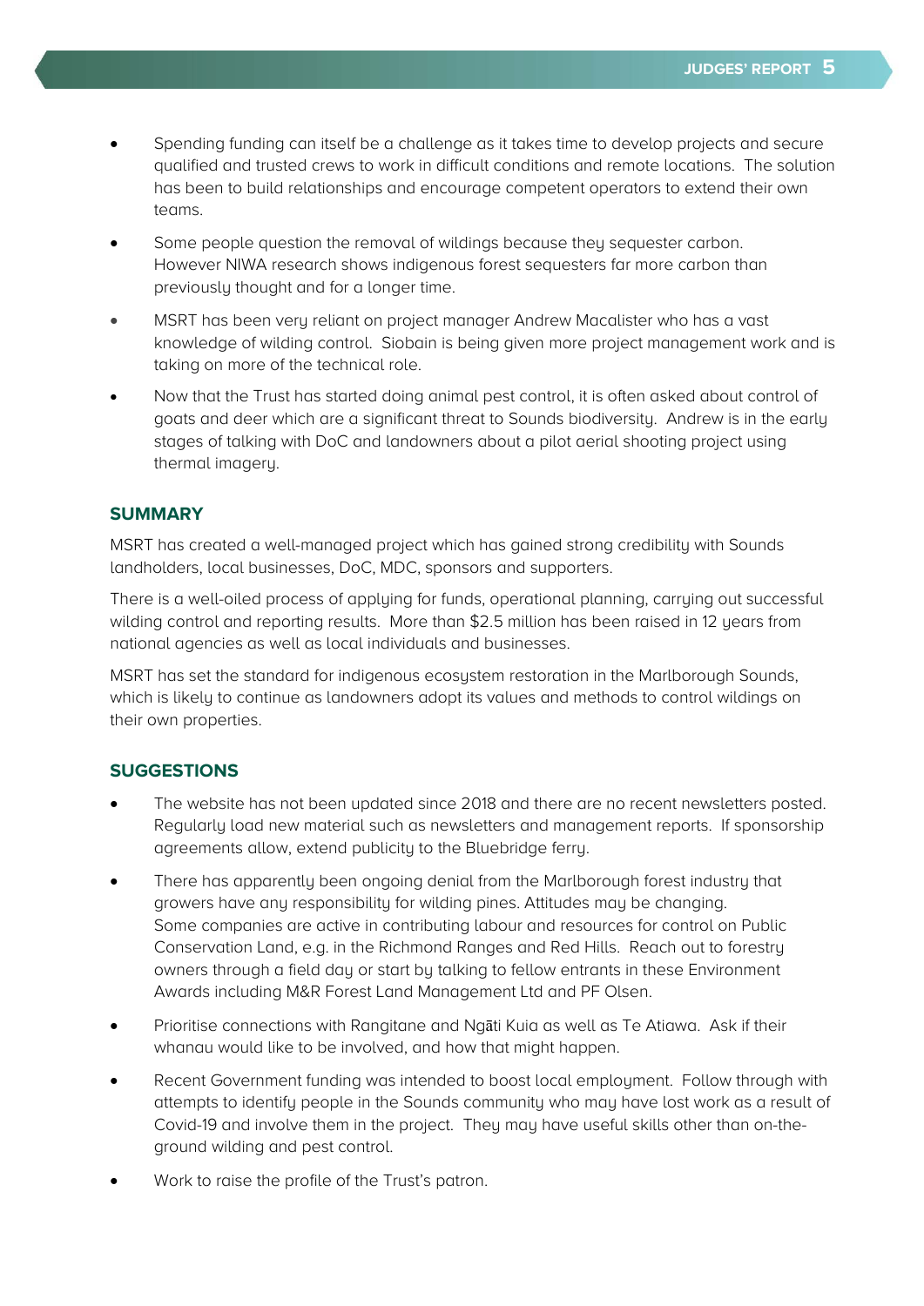- Spending funding can itself be a challenge as it takes time to develop projects and secure qualified and trusted crews to work in difficult conditions and remote locations. The solution has been to build relationships and encourage competent operators to extend their own teams.
- Some people question the removal of wildings because they sequester carbon. However NIWA research shows indigenous forest sequesters far more carbon than previously thought and for a longer time.
- MSRT has been very reliant on project manager Andrew Macalister who has a vast knowledge of wilding control. Siobain is being given more project management work and is taking on more of the technical role.
- Now that the Trust has started doing animal pest control, it is often asked about control of goats and deer which are a significant threat to Sounds biodiversity. Andrew is in the early stages of talking with DoC and landowners about a pilot aerial shooting project using thermal imagery.

## SUMMARY

MSRT has created a well-managed project which has gained strong credibility with Sounds landholders, local businesses, DoC, MDC, sponsors and supporters.

There is a well-oiled process of applying for funds, operational planning, carrying out successful wilding control and reporting results. More than $2.5 million has been raised in 12 years from national agencies as well as local individuals and businesses.

MSRT has set the standard for indigenous ecosystem restoration in the Marlborough Sounds, which is likely to continue as landowners adopt its values and methods to control wildings on their own properties.

## SUGGESTIONS

- The website has not been updated since 2018 and there are no recent newsletters posted. Regularly load new material such as newsletters and management reports. If sponsorship agreements allow, extend publicity to the Bluebridge ferry.
- There has apparently been ongoing denial from the Marlborough forest industry that growers have any responsibility for wilding pines. Attitudes may be changing. Some companies are active in contributing labour and resources for control on Public Conservation Land, e.g. in the Richmond Ranges and Red Hills. Reach out to forestry owners through a field day or start by talking to fellow entrants in these Environment Awards including M&R Forest Land Management Ltd and PF Olsen.
- Prioritise connections with Rangitane and Ngāti Kuia as well as Te Atiawa. Ask if their whanau would like to be involved, and how that might happen.
- Recent Government funding was intended to boost local employment. Follow through with attempts to identify people in the Sounds community who may have lost work as a result of Covid-19 and involve them in the project. They may have useful skills other than on-the-ground wilding and pest control.
- Work to raise the profile of the Trust's patron.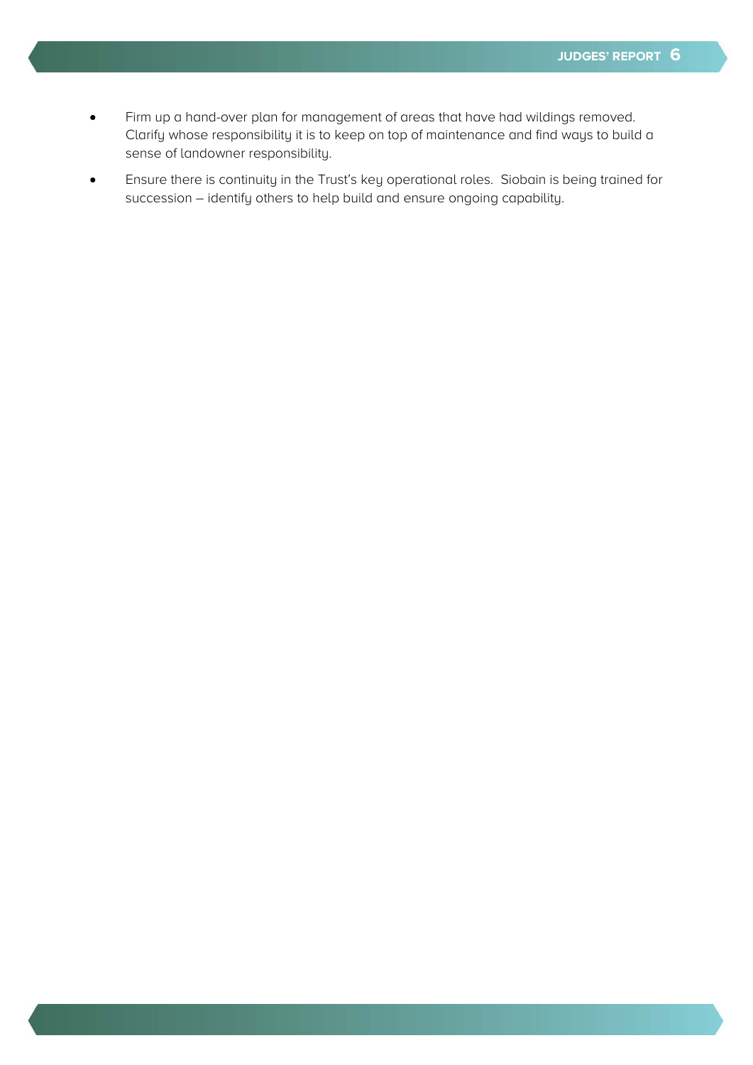- Firm up a hand-over plan for management of areas that have had wildings removed. Clarify whose responsibility it is to keep on top of maintenance and find ways to build a sense of landowner responsibility.
- Ensure there is continuity in the Trust's key operational roles. Siobain is being trained for succession – identify others to help build and ensure ongoing capability.